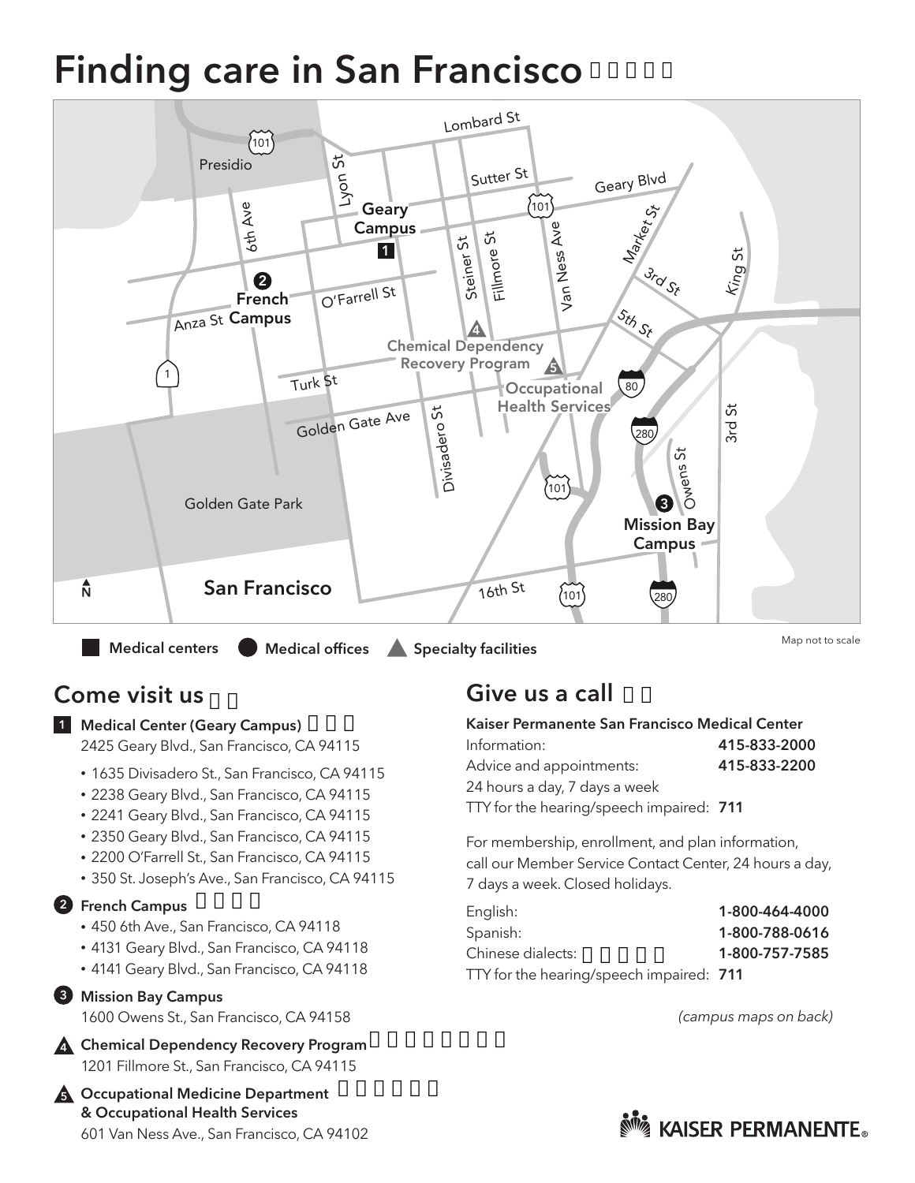# Finding care in San Francisco

Lombard St
Presidio
Sutter St
Geary Blvd
Lyon St
6th Ave
Geary Campus
1
Steiner St
Fillmore St
Van Ness Ave
Market St
3rd St
King St
2
French Campus
O'Farrell St
Anza St
5th St
4
Chemical Dependency Recovery Program
5
Occupational Health Services
Turk St
Golden Gate Ave
Divisadero St
3rd St
Owens St
Golden Gate Park
3
Mission Bay Campus
San Francisco
16th St
N
101
1
80
280

Medical centers
Medical offices
Specialty facilities

Map not to scale

## Come visit us

**1 Medical Center (Geary Campus)**
2425 Geary Blvd., San Francisco, CA 94115

- 1635 Divisadero St., San Francisco, CA 94115
- 2238 Geary Blvd., San Francisco, CA 94115
- 2241 Geary Blvd., San Francisco, CA 94115
- 2350 Geary Blvd., San Francisco, CA 94115
- 2200 O'Farrell St., San Francisco, CA 94115
- 350 St. Joseph's Ave., San Francisco, CA 94115

**2 French Campus**

- 450 6th Ave., San Francisco, CA 94118
- 4131 Geary Blvd., San Francisco, CA 94118
- 4141 Geary Blvd., San Francisco, CA 94118

**3 Mission Bay Campus**
1600 Owens St., San Francisco, CA 94158

**4 Chemical Dependency Recovery Program**
1201 Fillmore St., San Francisco, CA 94115

**5 Occupational Medicine Department & Occupational Health Services**
601 Van Ness Ave., San Francisco, CA 94102

## Give us a call

**Kaiser Permanente San Francisco Medical Center**

| | |
|---|---|
| Information: | **415-833-2000** |
| Advice and appointments: | **415-833-2200** |
| 24 hours a day, 7 days a week | |
| TTY for the hearing/speech impaired: | **711** |

For membership, enrollment, and plan information, call our Member Service Contact Center, 24 hours a day, 7 days a week. Closed holidays.

| | |
|---|---|
| English: | **1-800-464-4000** |
| Spanish: | **1-800-788-0616** |
| Chinese dialects: | **1-800-757-7585** |
| TTY for the hearing/speech impaired: | **711** |

*(campus maps on back)*

KAISER PERMANENTE®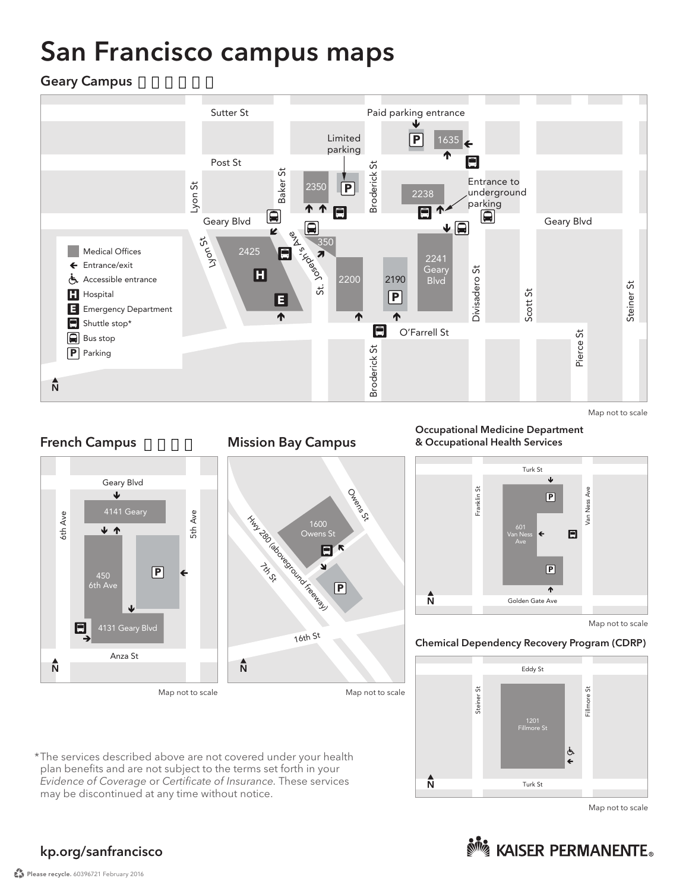# San Francisco campus maps

## Geary Campus 

Sutter St
Paid parking entrance
Limited parking
1635
Post St
Lyon St
Baker St
2350
Broderick St
2238
Entrance to underground parking
Geary Blvd
Geary Blvd
Lyon St
St. Joseph's Ave
350
2425
2200
2190
2241 Geary Blvd
Divisadero St
Scott St
Steiner St
O'Farrell St
Broderick St
Pierce St
N

- Medical Offices
- Entrance/exit
- Accessible entrance
- H Hospital
- E Emergency Department
- Shuttle stop*
- Bus stop
- P Parking

Map not to scale

## French Campus 

Geary Blvd
4141 Geary
6th Ave
5th Ave
450 6th Ave
4131 Geary Blvd
Anza St
N

Map not to scale

## Mission Bay Campus

Owens St
1600 Owens St
Hwy 280 (aboveground freeway)
7th St
16th St
N

Map not to scale

### Occupational Medicine Department & Occupational Health Services

Turk St
Franklin St
Van Ness Ave
601 Van Ness Ave
Golden Gate Ave
N

Map not to scale

### Chemical Dependency Recovery Program (CDRP)

Eddy St
Steiner St
Fillmore St
1201 Fillmore St
Turk St
N

Map not to scale

*The services described above are not covered under your health plan benefits and are not subject to the terms set forth in your *Evidence of Coverage* or *Certificate of Insurance*. These services may be discontinued at any time without notice.

kp.org/sanfrancisco

KAISER PERMANENTE®

Please recycle. 60396721 February 2016